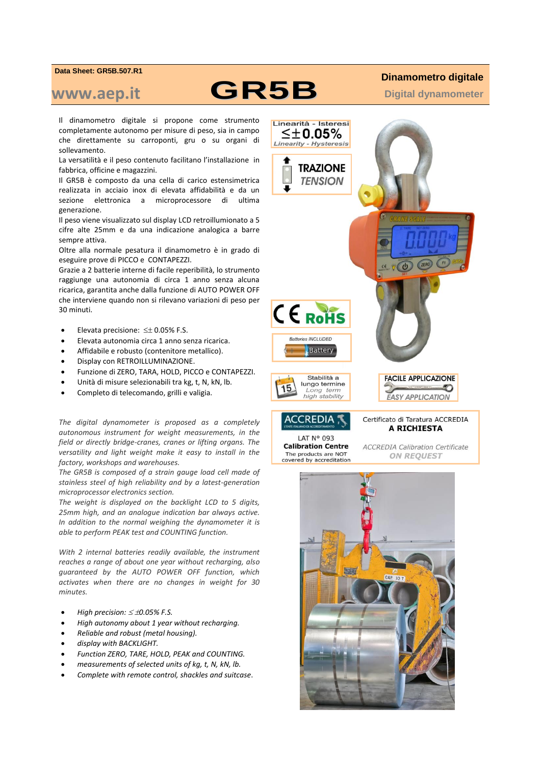Data Sheet: GR5B.507.R1

www.aep.it

# GR5B

## Dinamometro digitale

Digital dynamometer

Il dinamometro digitale si propone come strumento completamente autonomo per misure di peso, sia in campo che direttamente su carroponti, gru o su organi di sollevamento.

La versatilità e il peso contenuto facilitano l'installazione in fabbrica, officine e magazzini.

Il GR5B è composto da una cella di carico estensimetrica realizzata in acciaio inox di elevata affidabilità e da un sezione elettronica a microprocessore di ultima generazione.

Il peso viene visualizzato sul display LCD retroillumionato a 5 cifre alte 25mm e da una indicazione analogica a barre sempre attiva.

Oltre alla normale pesatura il dinamometro è in grado di eseguire prove di PICCO e CONTAPEZZI.

Grazie a 2 batterie interne di facile reperibilità, lo strumento raggiunge una autonomia di circa 1 anno senza alcuna ricarica, garantita anche dalla funzione di AUTO POWER OFF che interviene quando non si rilevano variazioni di peso per 30 minuti.

- Elevata precisione: ≤± 0.05% F.S.
- Elevata autonomia circa 1 anno senza ricarica.
- Affidabile e robusto (contenitore metallico).
- Display con RETROILLUMINAZIONE.
- Funzione di ZERO, TARA, HOLD, PICCO e CONTAPEZZI.
- Unità di misure selezionabili tra kg, t, N, kN, lb.
- Completo di telecomando, grilli e valigia.

*The digital dynamometer is proposed as a completely autonomous instrument for weight measurements, in the field or directly bridge-cranes, cranes or lifting organs. The versatility and light weight make it easy to install in the factory, workshops and warehouses.*

*The GR5B is composed of a strain gauge load cell made of stainless steel of high reliability and by a latest-generation microprocessor electronics section.*

*The weight is displayed on the backlight LCD to 5 digits, 25mm high, and an analogue indication bar always active. In addition to the normal weighing the dynamometer it is able to perform PEAK test and COUNTING function.*

*With 2 internal batteries readily available, the instrument reaches a range of about one year without recharging, also guaranteed by the AUTO POWER OFF function, which activates when there are no changes in weight for 30 minutes.*

- *High precision: ≤±0.05% F.S.*
- *High autonomy about 1 year without recharging.*
- *Reliable and robust (metal housing).*
- *display with BACKLIGHT.*
- *Function ZERO, TARE, HOLD, PEAK and COUNTING.*
- *measurements of selected units of kg, t, N, kN, lb.*
- *Complete with remote control, shackles and suitcase.*

Linearità - Isteresi ≤±0.05% *Linearity - Hysteresis*

TRAZIONE *TENSION*

CE RoHS

Batteries INCLUDED

Stabilità a lungo termine *Long term high stability*

FACILE APPLICAZIONE *EASY APPLICATION*

ACCREDIA LAT N° 093 **Calibration Centre** The products are NOT covered by accreditation

Certificato di Taratura ACCREDIA **A RICHIESTA**

*ACCREDIA Calibration Certificate* **ON REQUEST**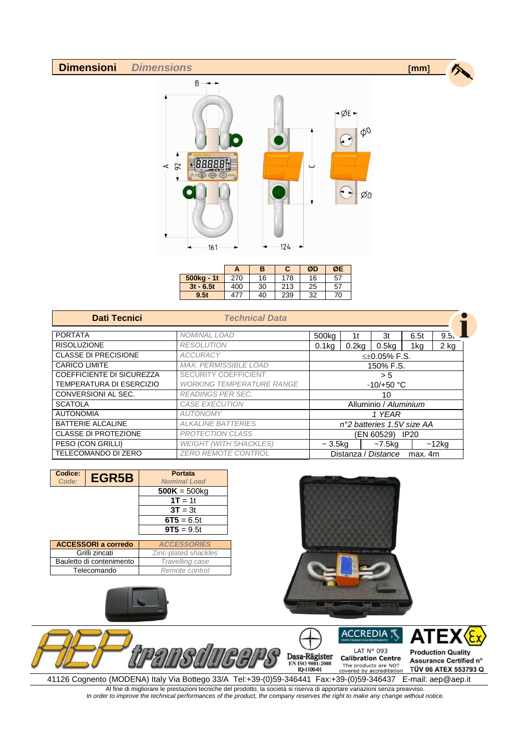## Dimensioni *Dimensions* [mm]

B
A
92
C
ØE
ØD
ØD
161
124

| | A | B | C | ØD | ØE |
|---|---|---|---|---|---|
| **500kg - 1t** | 270 | 16 | 178 | 16 | 57 |
| **3t - 6.5t** | 400 | 30 | 213 | 25 | 57 |
| **9.5t** | 477 | 40 | 239 | 32 | 70 |

## Dati Tecnici *Technical Data*

| | | | | | | |
|---|---|---|---|---|---|---|
| PORTATA | *NOMINAL LOAD* | 500kg | 1t | 3t | 6.5t | 9.5t |
| RISOLUZIONE | *RESOLUTION* | 0.1kg | 0.2kg | 0.5kg | 1kg | 2 kg |
| CLASSE DI PRECISIONE | *ACCURACY* | ≤±0.05% F.S. | | | | |
| CARICO LIMITE | *MAX. PERMISSIBLE LOAD* | 150% F.S. | | | | |
| COEFFICIENTE DI SICUREZZA | *SECURITY COEFFICIENT* | > 5 | | | | |
| TEMPERATURA DI ESERCIZIO | *WORKING TEMPERATURE RANGE* | -10/+50 °C | | | | |
| CONVERSIONI AL SEC. | *READINGS PER SEC.* | 10 | | | | |
| SCATOLA | *CASE EXECUTION* | Alluminio / *Aluminium* | | | | |
| AUTONOMIA | *AUTONOMY* | *1 YEAR* | | | | |
| BATTERIE ALCALINE | *ALKALINE BATTERIES* | *n°2 batteries 1.5V size AA* | | | | |
| CLASSE DI PROTEZIONE | *PROTECTION CLASS* | (EN 60529) IP20 | | | | |
| PESO (CON GRILLI) | *WEIGHT (WITH SHACKLES)* | ~ 3.5kg | ~7.5kg | | ~12kg | |
| TELECOMANDO DI ZERO | *ZERO REMOTE CONTROL* | Distanza / *Distance* max. 4m | | | | |

| Codice: *Code:* | EGR5B | Portata *Nominal Load* |
|---|---|---|
| | | **500K** = 500kg |
| | | **1T** = 1t |
| | | **3T** = 3t |
| | | **6T5** = 6.5t |
| | | **9T5** = 9.5t |

| ACCESSORI a corredo | *ACCESSORIES* |
|---|---|
| Grilli zincati | *Zinc-plated shackles* |
| Bauletto di contenimento | *Travelling case* |
| Telecomando | *Remote control* |

AEP transducers

Dasa-Rägister EN ISO 9001:2008 IQ-1100-01

ACCREDIA L'ENTE ITALIANO DI ACCREDITAMENTO — LAT N° 093 Calibration Centre — The products are NOT covered by accreditation

ATEX — Production Quality Assurance Certified n° TÜV 06 ATEX 553793 Q

41126 Cognento (MODENA) Italy Via Bottego 33/A Tel:+39-(0)59-346441 Fax:+39-(0)59-346437 E-mail: aep@aep.it

Al fine di migliorare le prestazioni tecniche del prodotto, la società si riserva di apportare variazioni senza preavviso.
*In order to improve the technical performances of the product, the company reserves the right to make any change without notice.*